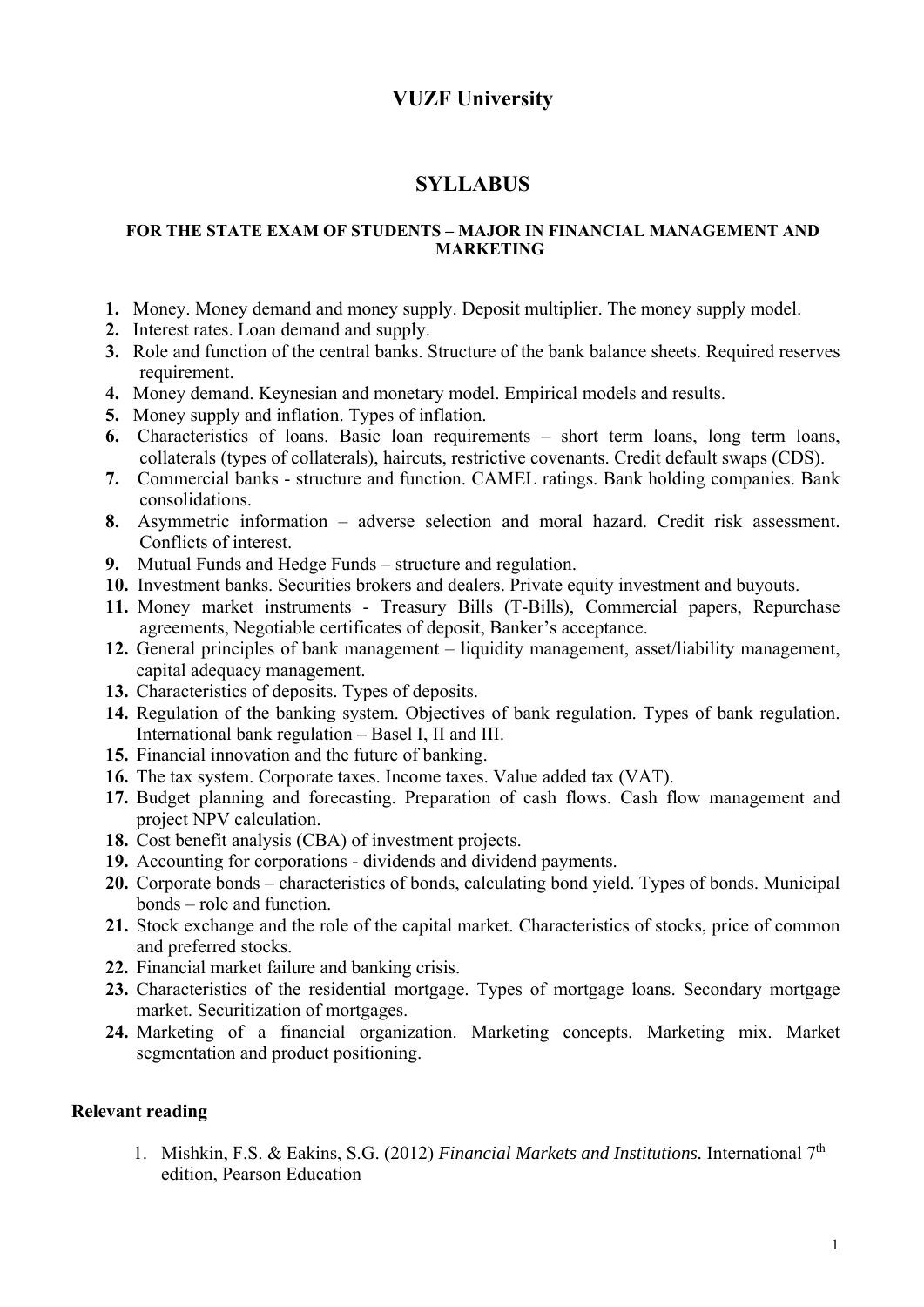# VUZF University

## SYLLABUS

### FOR THE STATE EXAM OF STUDENTS – MAJOR IN FINANCIAL MANAGEMENT AND MARKETING

1. Money. Money demand and money supply. Deposit multiplier. The money supply model.
2. Interest rates. Loan demand and supply.
3. Role and function of the central banks. Structure of the bank balance sheets. Required reserves requirement.
4. Money demand. Keynesian and monetary model. Empirical models and results.
5. Money supply and inflation. Types of inflation.
6. Characteristics of loans. Basic loan requirements – short term loans, long term loans, collaterals (types of collaterals), haircuts, restrictive covenants. Credit default swaps (CDS).
7. Commercial banks - structure and function. CAMEL ratings. Bank holding companies. Bank consolidations.
8. Asymmetric information – adverse selection and moral hazard. Credit risk assessment. Conflicts of interest.
9. Mutual Funds and Hedge Funds – structure and regulation.
10. Investment banks. Securities brokers and dealers. Private equity investment and buyouts.
11. Money market instruments - Treasury Bills (T-Bills), Commercial papers, Repurchase agreements, Negotiable certificates of deposit, Banker's acceptance.
12. General principles of bank management – liquidity management, asset/liability management, capital adequacy management.
13. Characteristics of deposits. Types of deposits.
14. Regulation of the banking system. Objectives of bank regulation. Types of bank regulation. International bank regulation – Basel I, II and III.
15. Financial innovation and the future of banking.
16. The tax system. Corporate taxes. Income taxes. Value added tax (VAT).
17. Budget planning and forecasting. Preparation of cash flows. Cash flow management and project NPV calculation.
18. Cost benefit analysis (CBA) of investment projects.
19. Accounting for corporations - dividends and dividend payments.
20. Corporate bonds – characteristics of bonds, calculating bond yield. Types of bonds. Municipal bonds – role and function.
21. Stock exchange and the role of the capital market. Characteristics of stocks, price of common and preferred stocks.
22. Financial market failure and banking crisis.
23. Characteristics of the residential mortgage. Types of mortgage loans. Secondary mortgage market. Securitization of mortgages.
24. Marketing of a financial organization. Marketing concepts. Marketing mix. Market segmentation and product positioning.

**Relevant reading**

1. Mishkin, F.S. & Eakins, S.G. (2012) *Financial Markets and Institutions.* International 7th edition, Pearson Education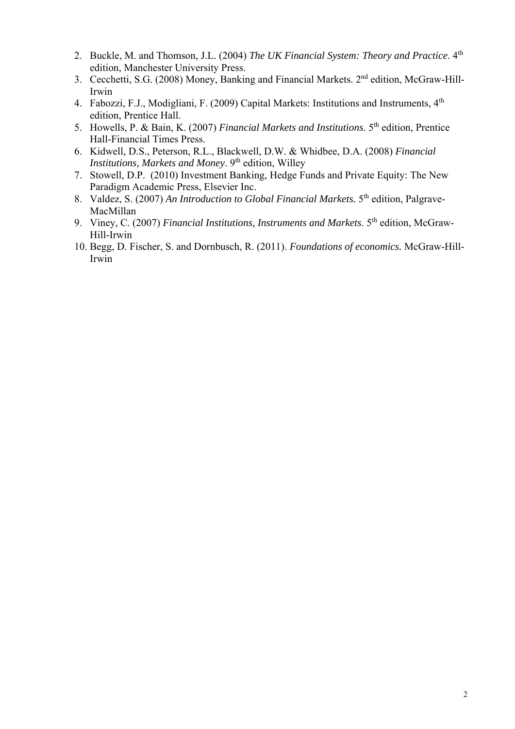2. Buckle, M. and Thomson, J.L. (2004) *The UK Financial System: Theory and Practice*. 4th edition, Manchester University Press.
3. Cecchetti, S.G. (2008) Money, Banking and Financial Markets. 2nd edition, McGraw-Hill-Irwin
4. Fabozzi, F.J., Modigliani, F. (2009) Capital Markets: Institutions and Instruments, 4th edition, Prentice Hall.
5. Howells, P. & Bain, K. (2007) *Financial Markets and Institutions*. 5th edition, Prentice Hall-Financial Times Press.
6. Kidwell, D.S., Peterson, R.L., Blackwell, D.W. & Whidbee, D.A. (2008) *Financial Institutions, Markets and Money*. 9th edition, Willey
7. Stowell, D.P. (2010) Investment Banking, Hedge Funds and Private Equity: The New Paradigm Academic Press, Elsevier Inc.
8. Valdez, S. (2007) *An Introduction to Global Financial Markets.* 5th edition, Palgrave-MacMillan
9. Viney, C. (2007) *Financial Institutions, Instruments and Markets*. 5th edition, McGraw-Hill-Irwin
10. Begg, D. Fischer, S. and Dornbusch, R. (2011). *Foundations of economics.* McGraw-Hill-Irwin